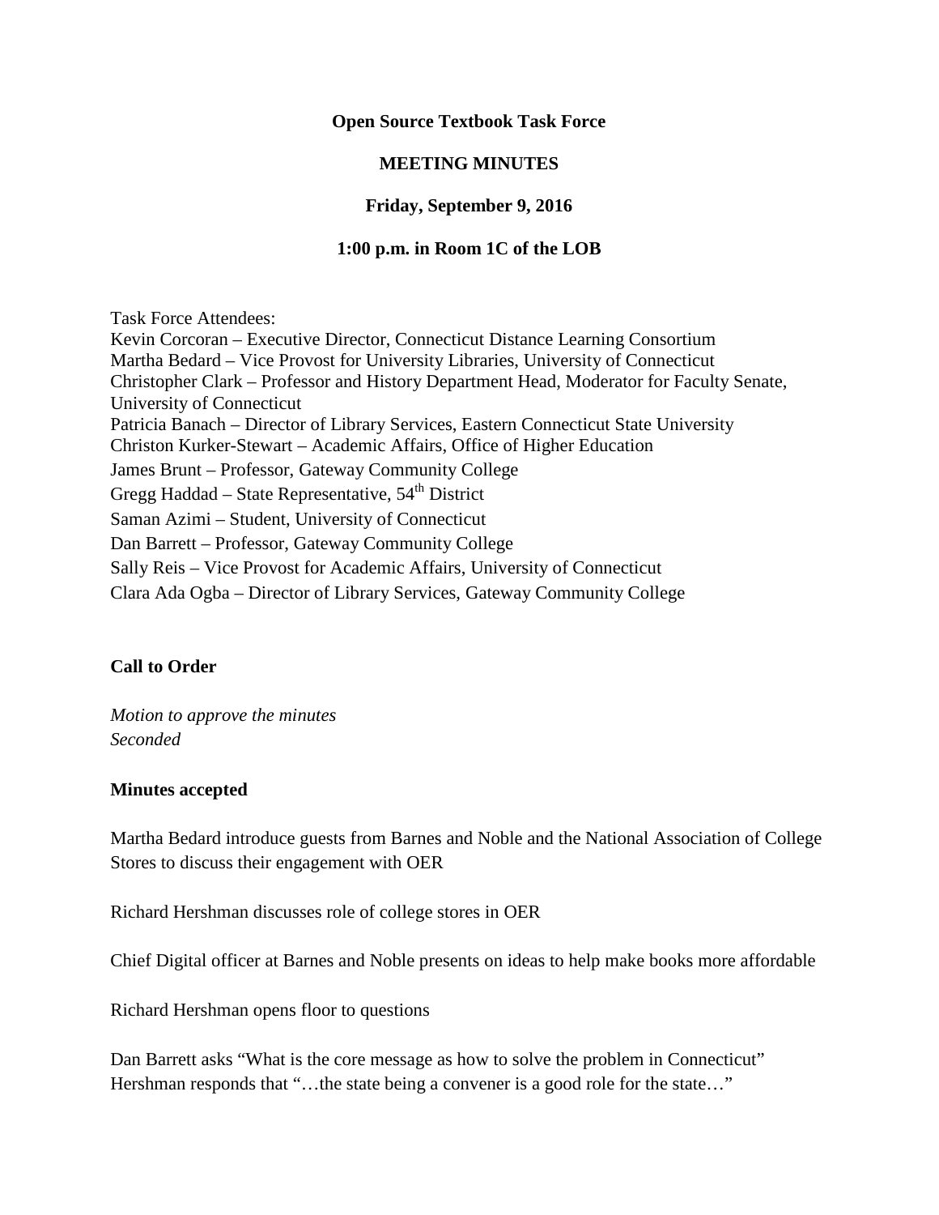**Open Source Textbook Task Force**

**MEETING MINUTES**

**Friday, September 9, 2016**

**1:00 p.m. in Room 1C of the LOB**

Task Force Attendees:
Kevin Corcoran – Executive Director, Connecticut Distance Learning Consortium
Martha Bedard – Vice Provost for University Libraries, University of Connecticut
Christopher Clark – Professor and History Department Head, Moderator for Faculty Senate, University of Connecticut
Patricia Banach – Director of Library Services, Eastern Connecticut State University
Christon Kurker-Stewart – Academic Affairs, Office of Higher Education
James Brunt – Professor, Gateway Community College
Gregg Haddad – State Representative, 54th District
Saman Azimi – Student, University of Connecticut
Dan Barrett – Professor, Gateway Community College
Sally Reis – Vice Provost for Academic Affairs, University of Connecticut
Clara Ada Ogba – Director of Library Services, Gateway Community College

**Call to Order**

*Motion to approve the minutes*
*Seconded*

**Minutes accepted**

Martha Bedard introduce guests from Barnes and Noble and the National Association of College Stores to discuss their engagement with OER

Richard Hershman discusses role of college stores in OER

Chief Digital officer at Barnes and Noble presents on ideas to help make books more affordable

Richard Hershman opens floor to questions

Dan Barrett asks "What is the core message as how to solve the problem in Connecticut"
Hershman responds that "…the state being a convener is a good role for the state…"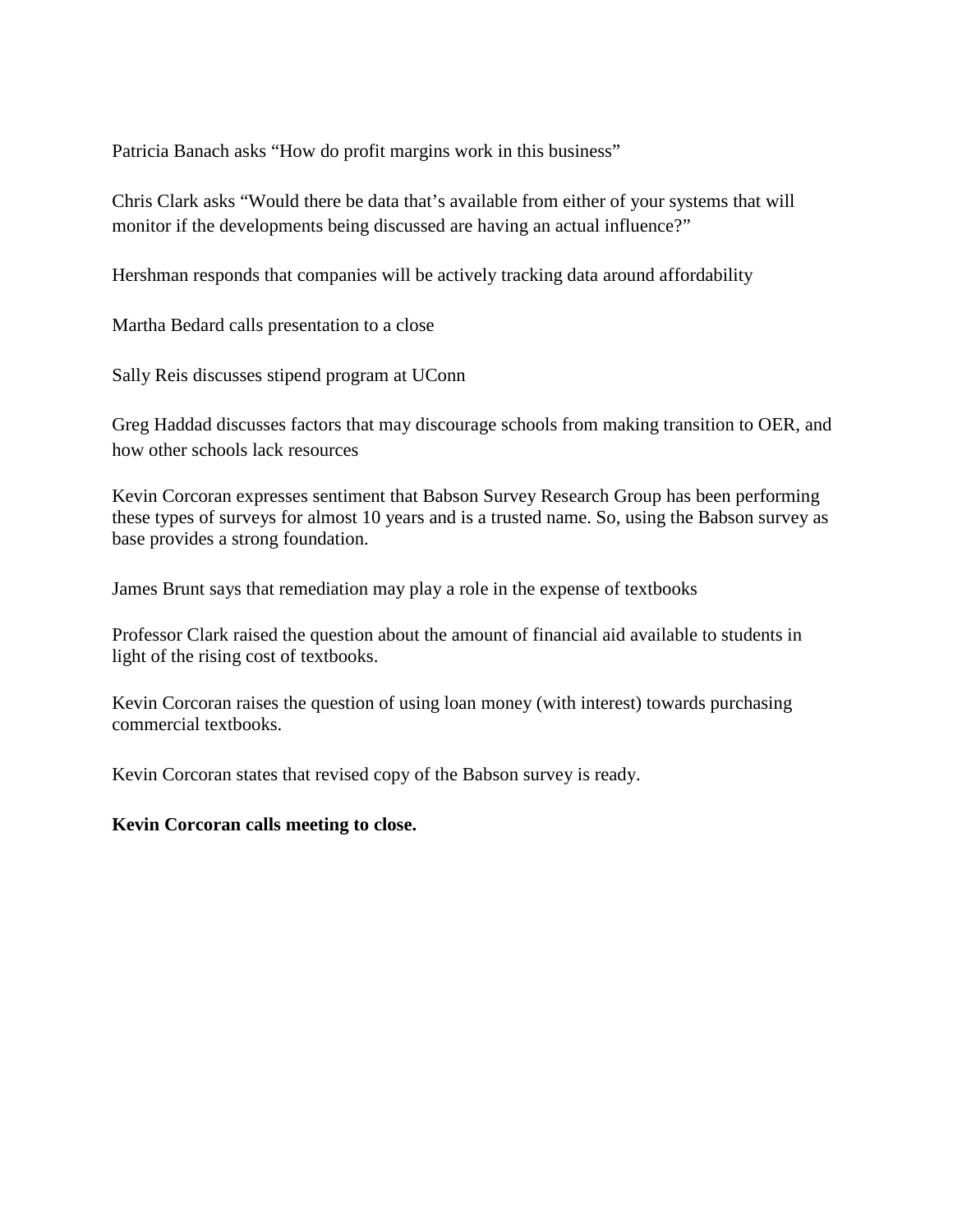Patricia Banach asks "How do profit margins work in this business"

Chris Clark asks "Would there be data that's available from either of your systems that will monitor if the developments being discussed are having an actual influence?"

Hershman responds that companies will be actively tracking data around affordability

Martha Bedard calls presentation to a close

Sally Reis discusses stipend program at UConn

Greg Haddad discusses factors that may discourage schools from making transition to OER, and how other schools lack resources

Kevin Corcoran expresses sentiment that Babson Survey Research Group has been performing these types of surveys for almost 10 years and is a trusted name. So, using the Babson survey as base provides a strong foundation.

James Brunt says that remediation may play a role in the expense of textbooks

Professor Clark raised the question about the amount of financial aid available to students in light of the rising cost of textbooks.

Kevin Corcoran raises the question of using loan money (with interest) towards purchasing commercial textbooks.

Kevin Corcoran states that revised copy of the Babson survey is ready.

**Kevin Corcoran calls meeting to close.**